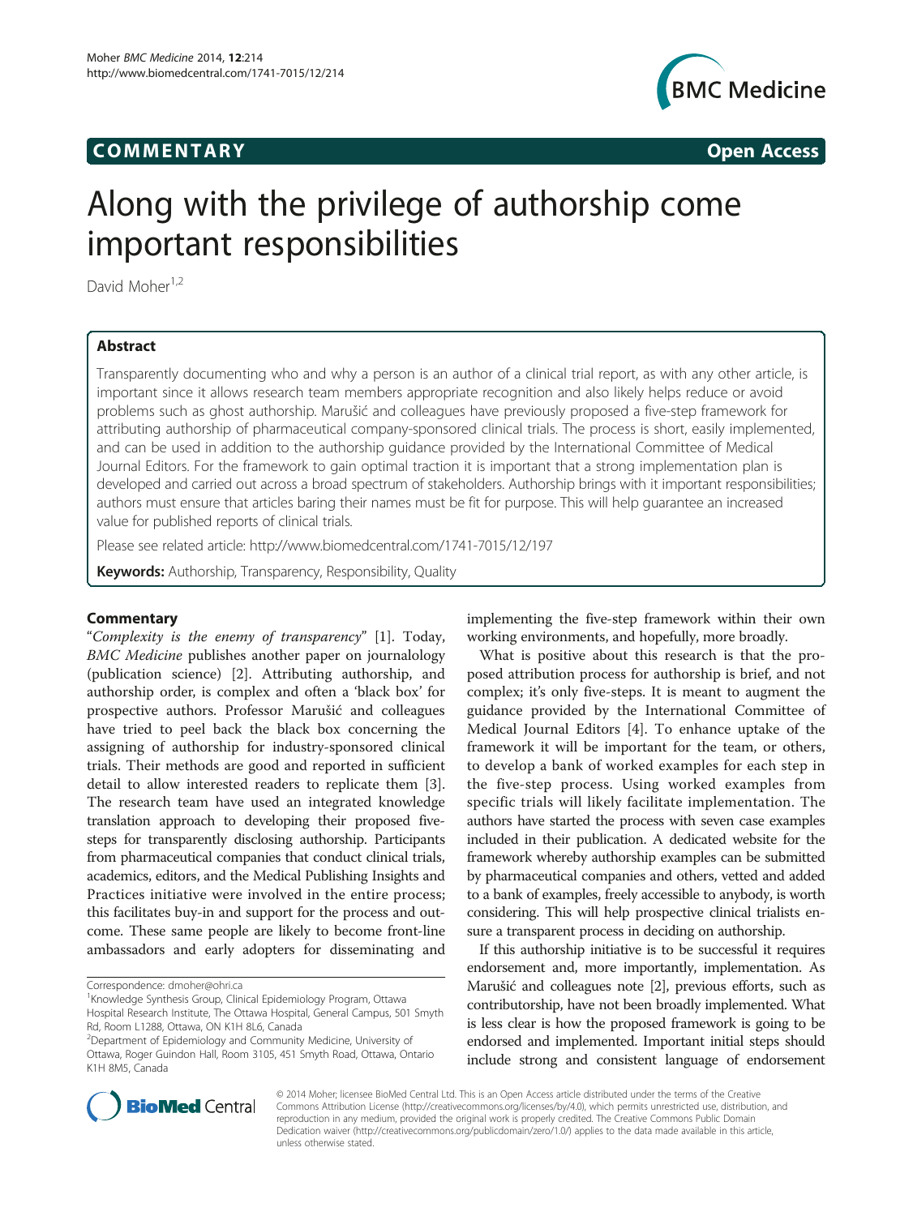**COMMENTARY** **Open Access**

# Along with the privilege of authorship come important responsibilities

David Moher[1,2]

## Abstract

Transparently documenting who and why a person is an author of a clinical trial report, as with any other article, is important since it allows research team members appropriate recognition and also likely helps reduce or avoid problems such as ghost authorship. Marušić and colleagues have previously proposed a five-step framework for attributing authorship of pharmaceutical company-sponsored clinical trials. The process is short, easily implemented, and can be used in addition to the authorship guidance provided by the International Committee of Medical Journal Editors. For the framework to gain optimal traction it is important that a strong implementation plan is developed and carried out across a broad spectrum of stakeholders. Authorship brings with it important responsibilities; authors must ensure that articles baring their names must be fit for purpose. This will help guarantee an increased value for published reports of clinical trials.

Please see related article: http://www.biomedcentral.com/1741-7015/12/197

**Keywords:** Authorship, Transparency, Responsibility, Quality

## Commentary

"*Complexity is the enemy of transparency*" [1]. Today, *BMC Medicine* publishes another paper on journalology (publication science) [2]. Attributing authorship, and authorship order, is complex and often a 'black box' for prospective authors. Professor Marušić and colleagues have tried to peel back the black box concerning the assigning of authorship for industry-sponsored clinical trials. Their methods are good and reported in sufficient detail to allow interested readers to replicate them [3]. The research team have used an integrated knowledge translation approach to developing their proposed five-steps for transparently disclosing authorship. Participants from pharmaceutical companies that conduct clinical trials, academics, editors, and the Medical Publishing Insights and Practices initiative were involved in the entire process; this facilitates buy-in and support for the process and outcome. These same people are likely to become front-line ambassadors and early adopters for disseminating and implementing the five-step framework within their own working environments, and hopefully, more broadly.

What is positive about this research is that the proposed attribution process for authorship is brief, and not complex; it's only five-steps. It is meant to augment the guidance provided by the International Committee of Medical Journal Editors [4]. To enhance uptake of the framework it will be important for the team, or others, to develop a bank of worked examples for each step in the five-step process. Using worked examples from specific trials will likely facilitate implementation. The authors have started the process with seven case examples included in their publication. A dedicated website for the framework whereby authorship examples can be submitted by pharmaceutical companies and others, vetted and added to a bank of examples, freely accessible to anybody, is worth considering. This will help prospective clinical trialists ensure a transparent process in deciding on authorship.

If this authorship initiative is to be successful it requires endorsement and, more importantly, implementation. As Marušić and colleagues note [2], previous efforts, such as contributorship, have not been broadly implemented. What is less clear is how the proposed framework is going to be endorsed and implemented. Important initial steps should include strong and consistent language of endorsement

Correspondence: dmoher@ohri.ca

[1]Knowledge Synthesis Group, Clinical Epidemiology Program, Ottawa Hospital Research Institute, The Ottawa Hospital, General Campus, 501 Smyth Rd, Room L1288, Ottawa, ON K1H 8L6, Canada

[2]Department of Epidemiology and Community Medicine, University of Ottawa, Roger Guindon Hall, Room 3105, 451 Smyth Road, Ottawa, Ontario K1H 8M5, Canada

© 2014 Moher; licensee BioMed Central Ltd. This is an Open Access article distributed under the terms of the Creative Commons Attribution License (http://creativecommons.org/licenses/by/4.0), which permits unrestricted use, distribution, and reproduction in any medium, provided the original work is properly credited. The Creative Commons Public Domain Dedication waiver (http://creativecommons.org/publicdomain/zero/1.0/) applies to the data made available in this article, unless otherwise stated.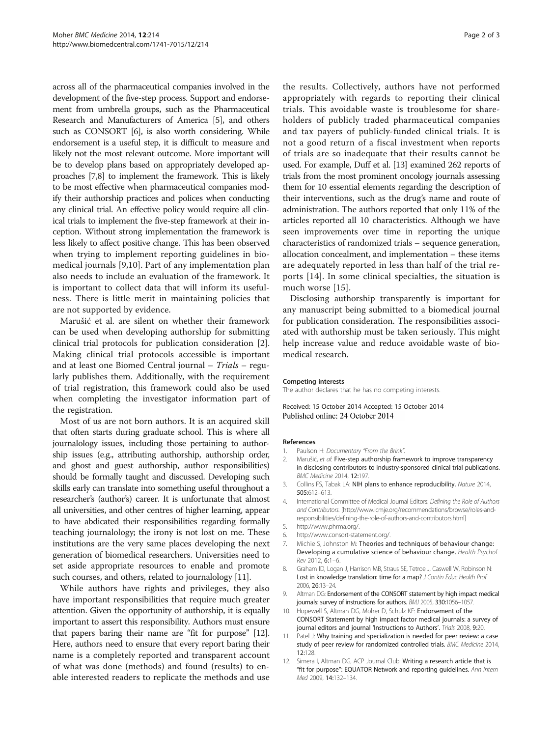across all of the pharmaceutical companies involved in the development of the five-step process. Support and endorsement from umbrella groups, such as the Pharmaceutical Research and Manufacturers of America [5], and others such as CONSORT [6], is also worth considering. While endorsement is a useful step, it is difficult to measure and likely not the most relevant outcome. More important will be to develop plans based on appropriately developed approaches [7,8] to implement the framework. This is likely to be most effective when pharmaceutical companies modify their authorship practices and polices when conducting any clinical trial. An effective policy would require all clinical trials to implement the five-step framework at their inception. Without strong implementation the framework is less likely to affect positive change. This has been observed when trying to implement reporting guidelines in biomedical journals [9,10]. Part of any implementation plan also needs to include an evaluation of the framework. It is important to collect data that will inform its usefulness. There is little merit in maintaining policies that are not supported by evidence.

Marušić et al. are silent on whether their framework can be used when developing authorship for submitting clinical trial protocols for publication consideration [2]. Making clinical trial protocols accessible is important and at least one Biomed Central journal – *Trials* – regularly publishes them. Additionally, with the requirement of trial registration, this framework could also be used when completing the investigator information part of the registration.

Most of us are not born authors. It is an acquired skill that often starts during graduate school. This is where all journalology issues, including those pertaining to authorship issues (e.g., attributing authorship, authorship order, and ghost and guest authorship, author responsibilities) should be formally taught and discussed. Developing such skills early can translate into something useful throughout a researcher's (author's) career. It is unfortunate that almost all universities, and other centres of higher learning, appear to have abdicated their responsibilities regarding formally teaching journalology; the irony is not lost on me. These institutions are the very same places developing the next generation of biomedical researchers. Universities need to set aside appropriate resources to enable and promote such courses, and others, related to journalology [11].

While authors have rights and privileges, they also have important responsibilities that require much greater attention. Given the opportunity of authorship, it is equally important to assert this responsibility. Authors must ensure that papers baring their name are "fit for purpose" [12]. Here, authors need to ensure that every report baring their name is a completely reported and transparent account of what was done (methods) and found (results) to enable interested readers to replicate the methods and use the results. Collectively, authors have not performed appropriately with regards to reporting their clinical trials. This avoidable waste is troublesome for shareholders of publicly traded pharmaceutical companies and tax payers of publicly-funded clinical trials. It is not a good return of a fiscal investment when reports of trials are so inadequate that their results cannot be used. For example, Duff et al. [13] examined 262 reports of trials from the most prominent oncology journals assessing them for 10 essential elements regarding the description of their interventions, such as the drug's name and route of administration. The authors reported that only 11% of the articles reported all 10 characteristics. Although we have seen improvements over time in reporting the unique characteristics of randomized trials – sequence generation, allocation concealment, and implementation – these items are adequately reported in less than half of the trial reports [14]. In some clinical specialties, the situation is much worse [15].

Disclosing authorship transparently is important for any manuscript being submitted to a biomedical journal for publication consideration. The responsibilities associated with authorship must be taken seriously. This might help increase value and reduce avoidable waste of biomedical research.

#### Competing interests

The author declares that he has no competing interests.

Received: 15 October 2014 Accepted: 15 October 2014
Published online: 24 October 2014

#### References

1. Paulson H: *Documentary "From the Brink"*.
2. Marušić, *et al*: **Five-step authorship framework to improve transparency in disclosing contributors to industry-sponsored clinical trial publications.** *BMC Medicine* 2014, **12:**197.
3. Collins FS, Tabak LA: **NIH plans to enhance reproducibility.** *Nature* 2014, **505:**612–613.
4. International Committee of Medical Journal Editors: *Defining the Role of Authors and Contributors.* [http://www.icmje.org/recommendations/browse/roles-and-responsibilities/defining-the-role-of-authors-and-contributors.html]
5. http://www.phrma.org/.
6. http://www.consort-statement.org/.
7. Michie S, Johnston M: **Theories and techniques of behaviour change: Developing a cumulative science of behaviour change.** *Health Psychol Rev* 2012, **6:**1–6.
8. Graham ID, Logan J, Harrison MB, Straus SE, Tetroe J, Caswell W, Robinson N: **Lost in knowledge translation: time for a map?** *J Contin Educ Health Prof* 2006, **26:**13–24.
9. Altman DG: **Endorsement of the CONSORT statement by high impact medical journals: survey of instructions for authors.** *BMJ* 2005, **330:**1056–1057.
10. Hopewell S, Altman DG, Moher D, Schulz KF: **Endorsement of the CONSORT Statement by high impact factor medical journals: a survey of journal editors and journal 'Instructions to Authors'.** *Trials* 2008, **9:**20.
11. Patel J: **Why training and specialization is needed for peer review: a case study of peer review for randomized controlled trials.** *BMC Medicine* 2014, **12:**128.
12. Simera I, Altman DG, ACP Journal Club: **Writing a research article that is "fit for purpose": EQUATOR Network and reporting guidelines.** *Ann Intern Med* 2009, **14:**132–134.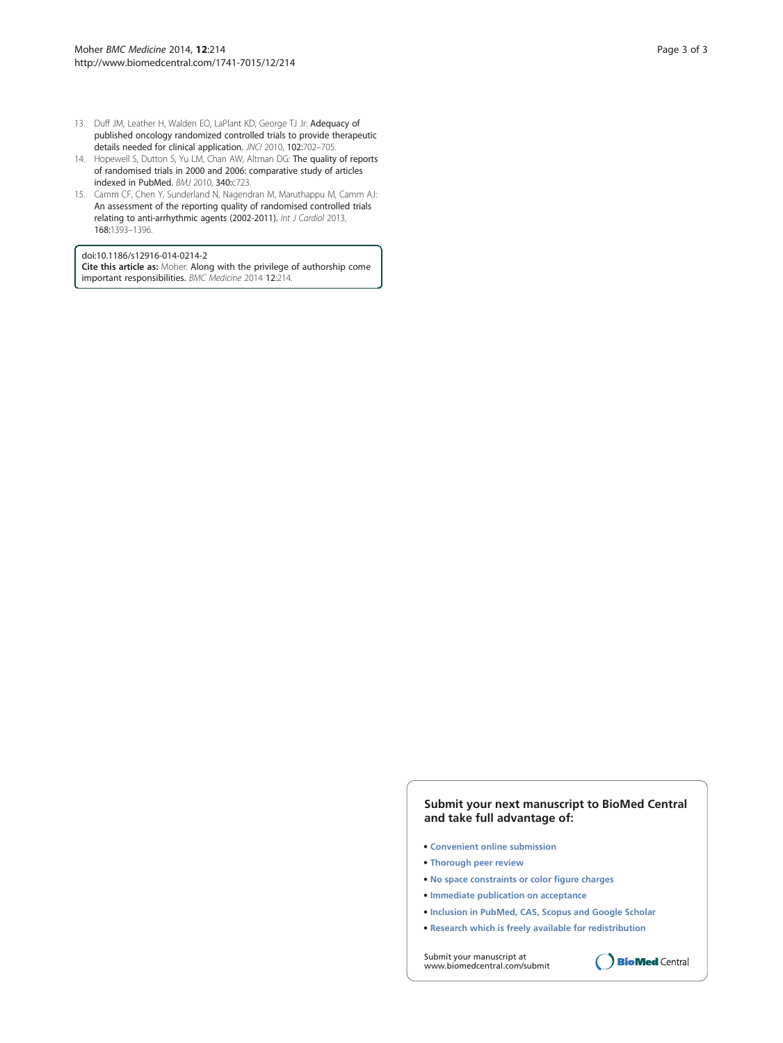13. Duff JM, Leather H, Walden EO, LaPlant KD, George TJ Jr: **Adequacy of published oncology randomized controlled trials to provide therapeutic details needed for clinical application.** *JNCI* 2010, **102**:702–705.
14. Hopewell S, Dutton S, Yu LM, Chan AW, Altman DG: **The quality of reports of randomised trials in 2000 and 2006: comparative study of articles indexed in PubMed.** *BMJ* 2010, **340**:c723.
15. Camm CF, Chen Y, Sunderland N, Nagendran M, Maruthappu M, Camm AJ: **An assessment of the reporting quality of randomised controlled trials relating to anti-arrhythmic agents (2002-2011).** *Int J Cardiol* 2013, **168**:1393–1396.

doi:10.1186/s12916-014-0214-2
**Cite this article as:** Moher: Along with the privilege of authorship come important responsibilities. *BMC Medicine* 2014 **12**:214.

**Submit your next manuscript to BioMed Central and take full advantage of:**

- **Convenient online submission**
- **Thorough peer review**
- **No space constraints or color figure charges**
- **Immediate publication on acceptance**
- **Inclusion in PubMed, CAS, Scopus and Google Scholar**
- **Research which is freely available for redistribution**

Submit your manuscript at
www.biomedcentral.com/submit

BioMed Central